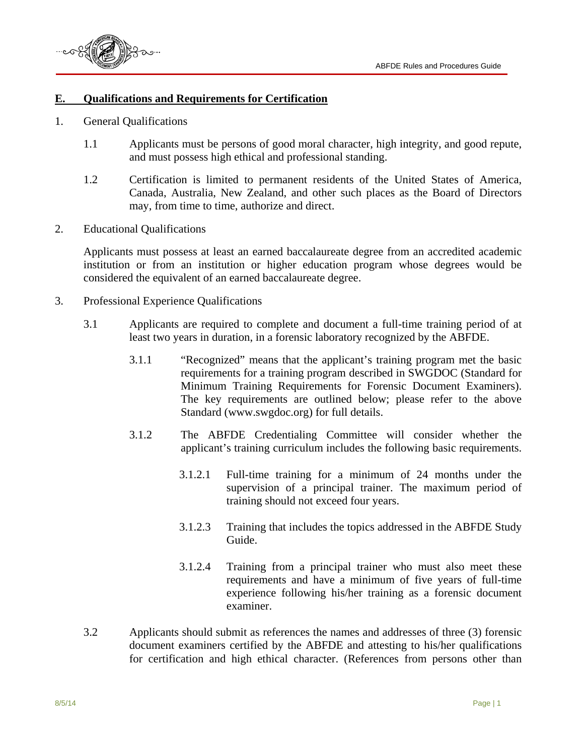## E. Qualifications and Requirements for Certification

1. General Qualifications

   1.1 Applicants must be persons of good moral character, high integrity, and good repute, and must possess high ethical and professional standing.

   1.2 Certification is limited to permanent residents of the United States of America, Canada, Australia, New Zealand, and other such places as the Board of Directors may, from time to time, authorize and direct.

2. Educational Qualifications

   Applicants must possess at least an earned baccalaureate degree from an accredited academic institution or from an institution or higher education program whose degrees would be considered the equivalent of an earned baccalaureate degree.

3. Professional Experience Qualifications

   3.1 Applicants are required to complete and document a full-time training period of at least two years in duration, in a forensic laboratory recognized by the ABFDE.

      3.1.1 "Recognized" means that the applicant's training program met the basic requirements for a training program described in SWGDOC (Standard for Minimum Training Requirements for Forensic Document Examiners). The key requirements are outlined below; please refer to the above Standard (www.swgdoc.org) for full details.

      3.1.2 The ABFDE Credentialing Committee will consider whether the applicant's training curriculum includes the following basic requirements.

         3.1.2.1 Full-time training for a minimum of 24 months under the supervision of a principal trainer. The maximum period of training should not exceed four years.

         3.1.2.3 Training that includes the topics addressed in the ABFDE Study Guide.

         3.1.2.4 Training from a principal trainer who must also meet these requirements and have a minimum of five years of full-time experience following his/her training as a forensic document examiner.

   3.2 Applicants should submit as references the names and addresses of three (3) forensic document examiners certified by the ABFDE and attesting to his/her qualifications for certification and high ethical character. (References from persons other than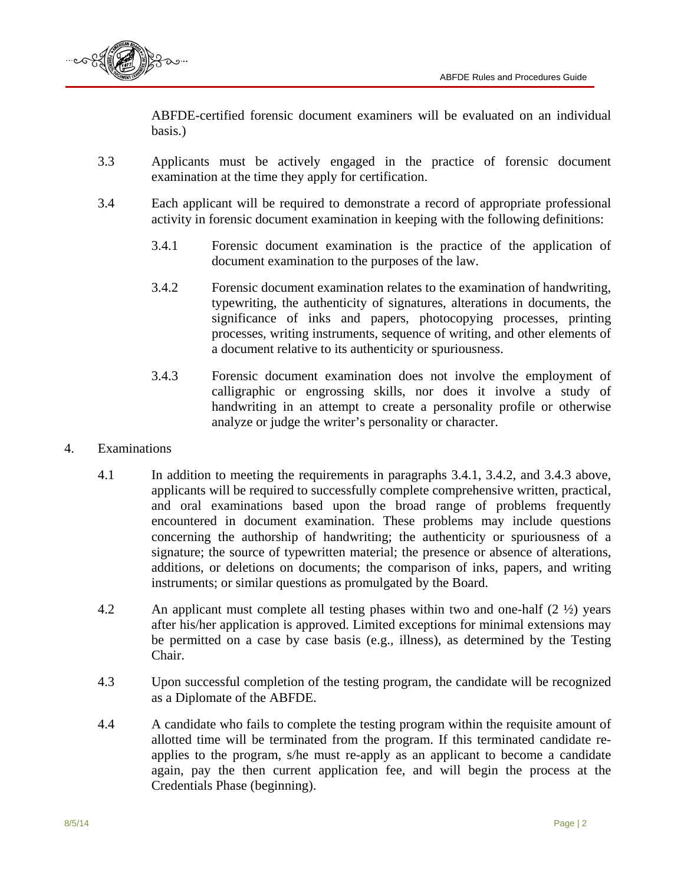ABFDE-certified forensic document examiners will be evaluated on an individual basis.)

3.3 Applicants must be actively engaged in the practice of forensic document examination at the time they apply for certification.

3.4 Each applicant will be required to demonstrate a record of appropriate professional activity in forensic document examination in keeping with the following definitions:

3.4.1 Forensic document examination is the practice of the application of document examination to the purposes of the law.

3.4.2 Forensic document examination relates to the examination of handwriting, typewriting, the authenticity of signatures, alterations in documents, the significance of inks and papers, photocopying processes, printing processes, writing instruments, sequence of writing, and other elements of a document relative to its authenticity or spuriousness.

3.4.3 Forensic document examination does not involve the employment of calligraphic or engrossing skills, nor does it involve a study of handwriting in an attempt to create a personality profile or otherwise analyze or judge the writer's personality or character.

4. Examinations

4.1 In addition to meeting the requirements in paragraphs 3.4.1, 3.4.2, and 3.4.3 above, applicants will be required to successfully complete comprehensive written, practical, and oral examinations based upon the broad range of problems frequently encountered in document examination. These problems may include questions concerning the authorship of handwriting; the authenticity or spuriousness of a signature; the source of typewritten material; the presence or absence of alterations, additions, or deletions on documents; the comparison of inks, papers, and writing instruments; or similar questions as promulgated by the Board.

4.2 An applicant must complete all testing phases within two and one-half (2 ½) years after his/her application is approved. Limited exceptions for minimal extensions may be permitted on a case by case basis (e.g., illness), as determined by the Testing Chair.

4.3 Upon successful completion of the testing program, the candidate will be recognized as a Diplomate of the ABFDE.

4.4 A candidate who fails to complete the testing program within the requisite amount of allotted time will be terminated from the program. If this terminated candidate re-applies to the program, s/he must re-apply as an applicant to become a candidate again, pay the then current application fee, and will begin the process at the Credentials Phase (beginning).